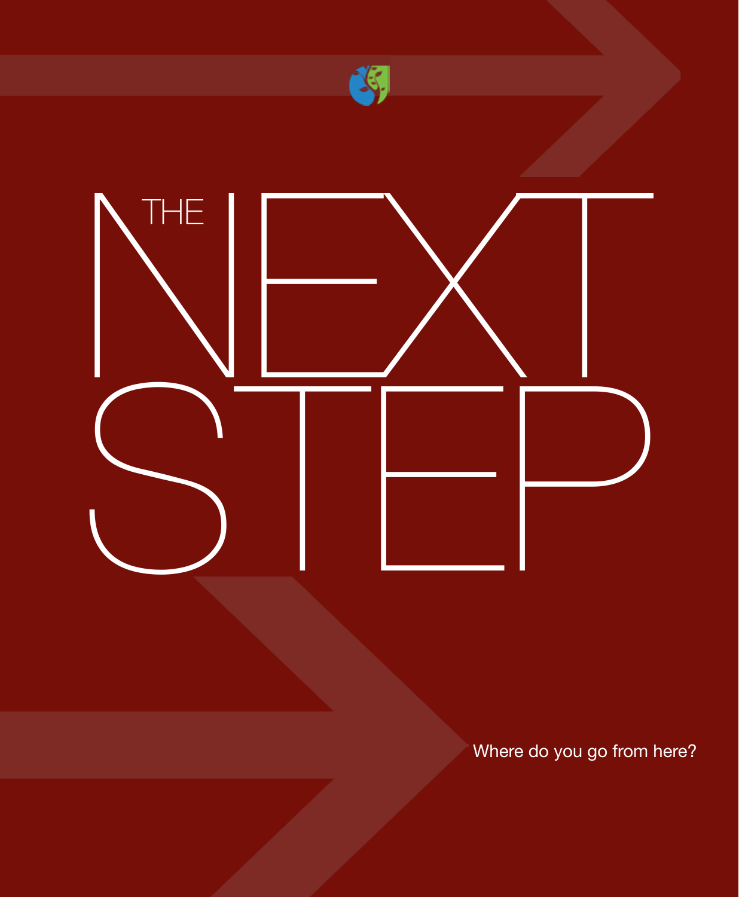# THE NEXT STEP

Where do you go from here?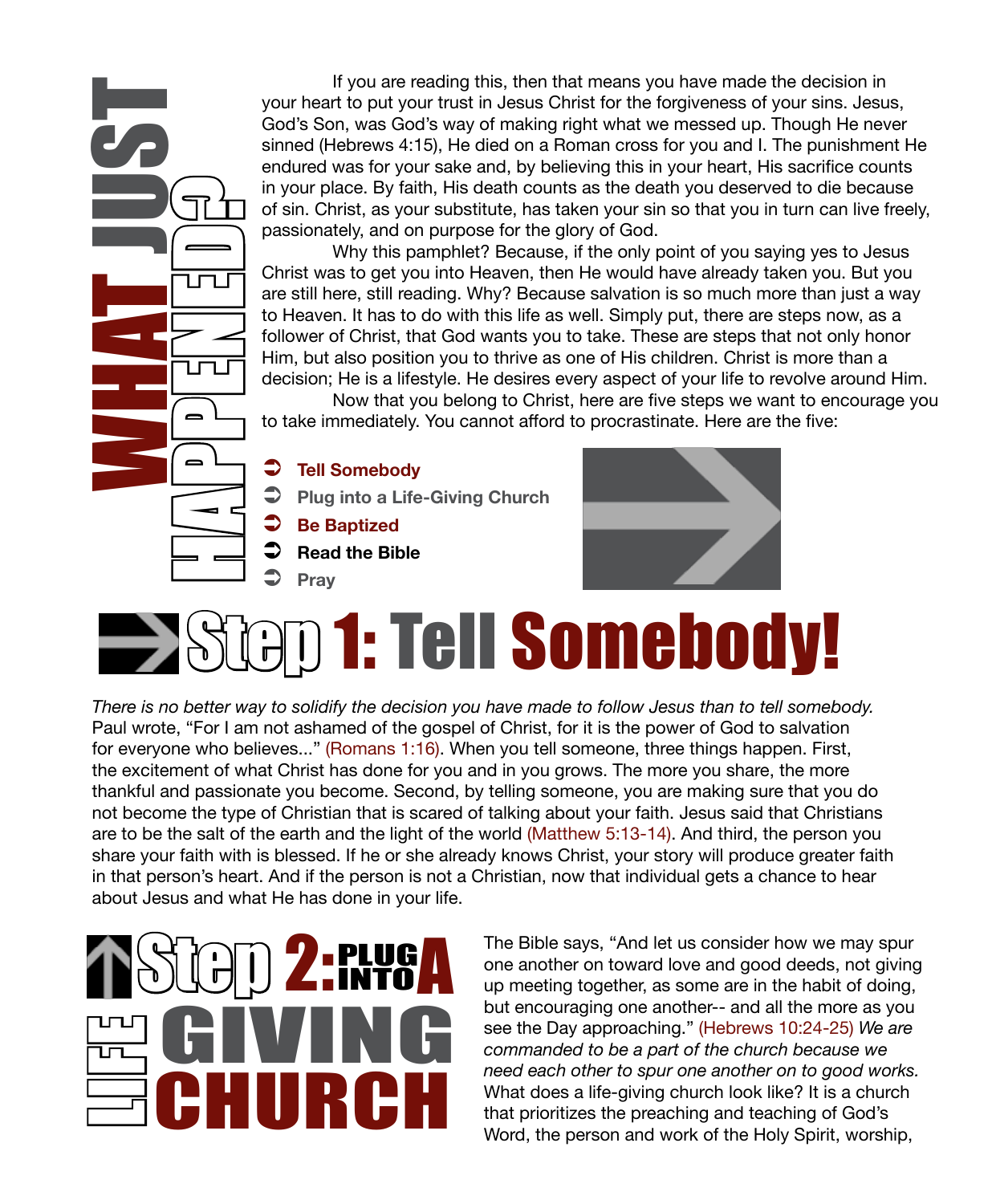# WHAT JUST HAPPENED?

If you are reading this, then that means you have made the decision in your heart to put your trust in Jesus Christ for the forgiveness of your sins. Jesus, God's Son, was God's way of making right what we messed up. Though He never sinned (Hebrews 4:15), He died on a Roman cross for you and I. The punishment He endured was for your sake and, by believing this in your heart, His sacrifice counts in your place. By faith, His death counts as the death you deserved to die because of sin. Christ, as your substitute, has taken your sin so that you in turn can live freely, passionately, and on purpose for the glory of God.

Why this pamphlet? Because, if the only point of you saying yes to Jesus Christ was to get you into Heaven, then He would have already taken you. But you are still here, still reading. Why? Because salvation is so much more than just a way to Heaven. It has to do with this life as well. Simply put, there are steps now, as a follower of Christ, that God wants you to take. These are steps that not only honor Him, but also position you to thrive as one of His children. Christ is more than a decision; He is a lifestyle. He desires every aspect of your life to revolve around Him.

Now that you belong to Christ, here are five steps we want to encourage you to take immediately. You cannot afford to procrastinate. Here are the five:

- **Tell Somebody**
- **Plug into a Life-Giving Church**
- **Be Baptized**
- **Read the Bible**
- **Pray**

# Step 1: Tell Somebody!

*There is no better way to solidify the decision you have made to follow Jesus than to tell somebody.* Paul wrote, "For I am not ashamed of the gospel of Christ, for it is the power of God to salvation for everyone who believes..." (Romans 1:16). When you tell someone, three things happen. First, the excitement of what Christ has done for you and in you grows. The more you share, the more thankful and passionate you become. Second, by telling someone, you are making sure that you do not become the type of Christian that is scared of talking about your faith. Jesus said that Christians are to be the salt of the earth and the light of the world (Matthew 5:13-14). And third, the person you share your faith with is blessed. If he or she already knows Christ, your story will produce greater faith in that person's heart. And if the person is not a Christian, now that individual gets a chance to hear about Jesus and what He has done in your life.

# Step 2: Plug into a Life-Giving Church

The Bible says, "And let us consider how we may spur one another on toward love and good deeds, not giving up meeting together, as some are in the habit of doing, but encouraging one another-- and all the more as you see the Day approaching." (Hebrews 10:24-25) *We are commanded to be a part of the church because we need each other to spur one another on to good works.* What does a life-giving church look like? It is a church that prioritizes the preaching and teaching of God's Word, the person and work of the Holy Spirit, worship,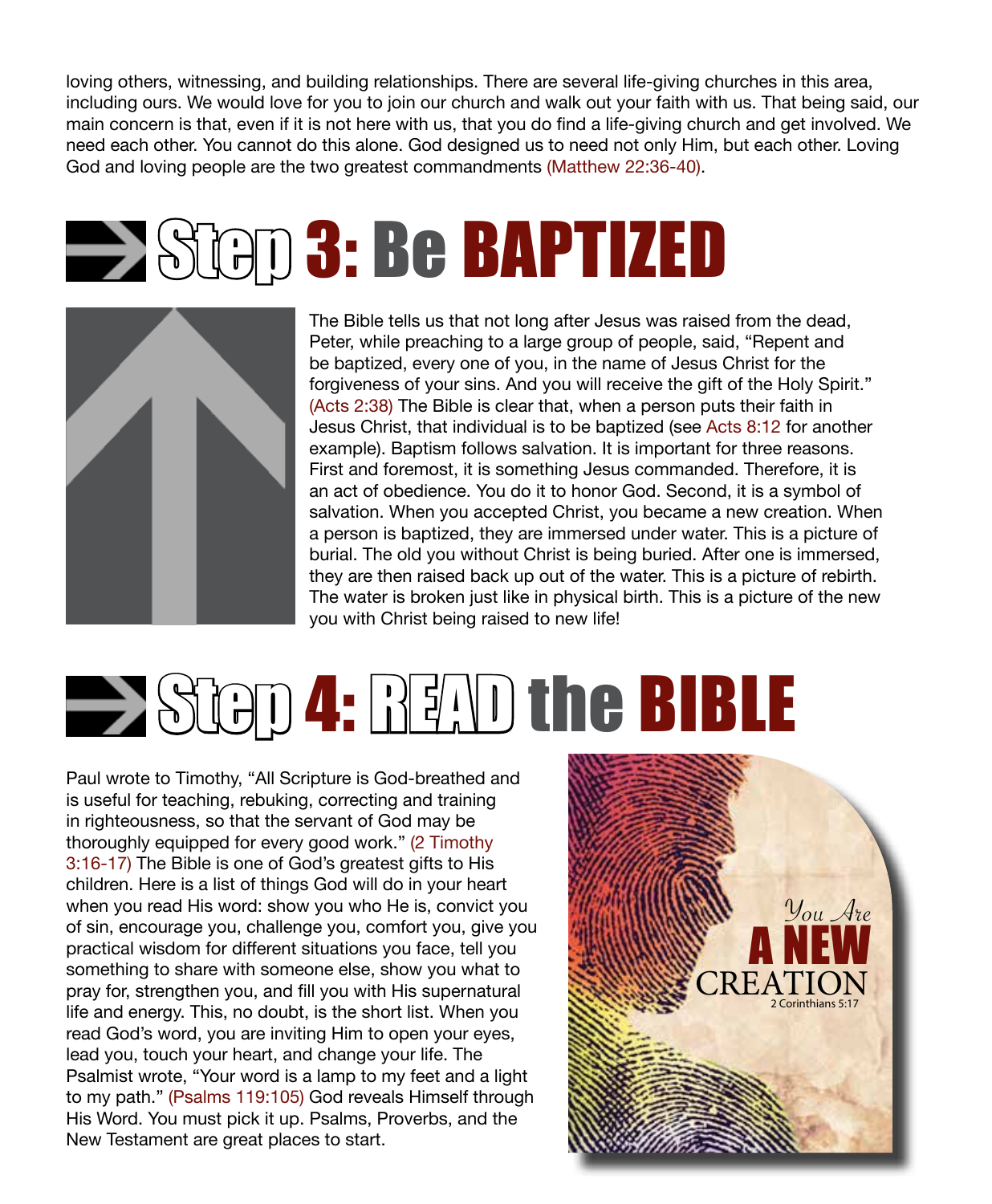loving others, witnessing, and building relationships. There are several life-giving churches in this area, including ours. We would love for you to join our church and walk out your faith with us. That being said, our main concern is that, even if it is not here with us, that you do find a life-giving church and get involved. We need each other. You cannot do this alone. God designed us to need not only Him, but each other. Loving God and loving people are the two greatest commandments (Matthew 22:36-40).

## Step 3: Be BAPTIZED

The Bible tells us that not long after Jesus was raised from the dead, Peter, while preaching to a large group of people, said, "Repent and be baptized, every one of you, in the name of Jesus Christ for the forgiveness of your sins. And you will receive the gift of the Holy Spirit." (Acts 2:38) The Bible is clear that, when a person puts their faith in Jesus Christ, that individual is to be baptized (see Acts 8:12 for another example). Baptism follows salvation. It is important for three reasons. First and foremost, it is something Jesus commanded. Therefore, it is an act of obedience. You do it to honor God. Second, it is a symbol of salvation. When you accepted Christ, you became a new creation. When a person is baptized, they are immersed under water. This is a picture of burial. The old you without Christ is being buried. After one is immersed, they are then raised back up out of the water. This is a picture of rebirth. The water is broken just like in physical birth. This is a picture of the new you with Christ being raised to new life!

## Step 4: READ the BIBLE

Paul wrote to Timothy, "All Scripture is God-breathed and is useful for teaching, rebuking, correcting and training in righteousness, so that the servant of God may be thoroughly equipped for every good work." (2 Timothy 3:16-17) The Bible is one of God's greatest gifts to His children. Here is a list of things God will do in your heart when you read His word: show you who He is, convict you of sin, encourage you, challenge you, comfort you, give you practical wisdom for different situations you face, tell you something to share with someone else, show you what to pray for, strengthen you, and fill you with His supernatural life and energy. This, no doubt, is the short list. When you read God's word, you are inviting Him to open your eyes, lead you, touch your heart, and change your life. The Psalmist wrote, "Your word is a lamp to my feet and a light to my path." (Psalms 119:105) God reveals Himself through His Word. You must pick it up. Psalms, Proverbs, and the New Testament are great places to start.

You Are A NEW CREATION
2 Corinthians 5:17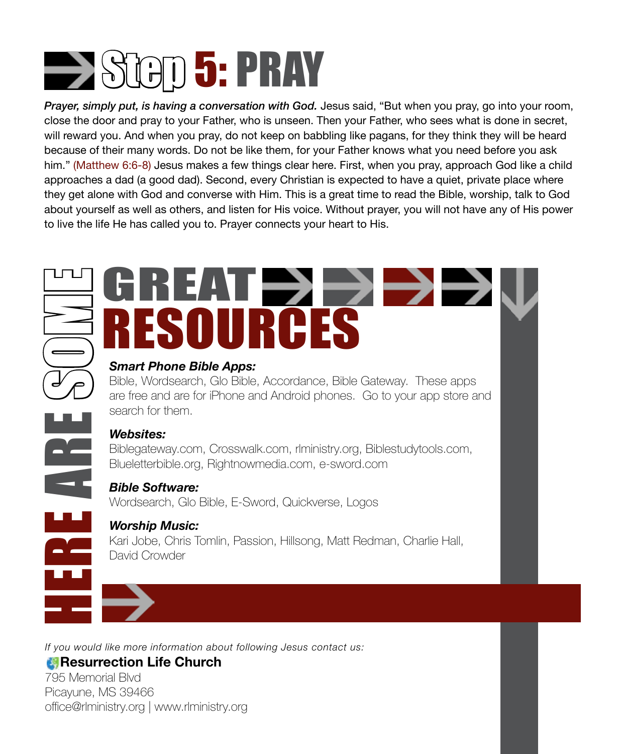# Step 5: PRAY

***Prayer, simply put, is having a conversation with God.*** Jesus said, "But when you pray, go into your room, close the door and pray to your Father, who is unseen. Then your Father, who sees what is done in secret, will reward you. And when you pray, do not keep on babbling like pagans, for they think they will be heard because of their many words. Do not be like them, for your Father knows what you need before you ask him." (Matthew 6:6-8) Jesus makes a few things clear here. First, when you pray, approach God like a child approaches a dad (a good dad). Second, every Christian is expected to have a quiet, private place where they get alone with God and converse with Him. This is a great time to read the Bible, worship, talk to God about yourself as well as others, and listen for His voice. Without prayer, you will not have any of His power to live the life He has called you to. Prayer connects your heart to His.

## HERE ARE SOME GREAT RESOURCES

***Smart Phone Bible Apps:***
Bible, Wordsearch, Glo Bible, Accordance, Bible Gateway. These apps are free and are for iPhone and Android phones. Go to your app store and search for them.

***Websites:***
Biblegateway.com, Crosswalk.com, rlministry.org, Biblestudytools.com, Blueletterbible.org, Rightnowmedia.com, e-sword.com

***Bible Software:***
Wordsearch, Glo Bible, E-Sword, Quickverse, Logos

***Worship Music:***
Kari Jobe, Chris Tomlin, Passion, Hillsong, Matt Redman, Charlie Hall, David Crowder

*If you would like more information about following Jesus contact us:*

**Resurrection Life Church**
795 Memorial Blvd
Picayune, MS 39466
office@rlministry.org | www.rlministry.org